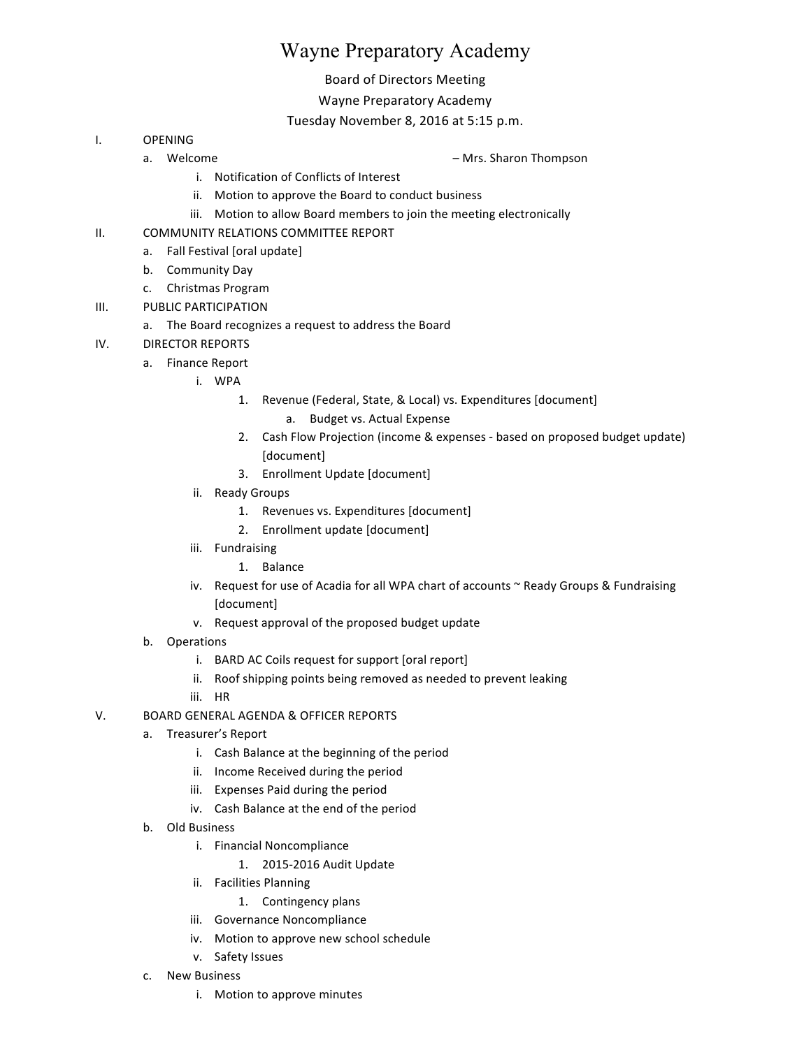# Wayne Preparatory Academy

Board of Directors Meeting

Wayne Preparatory Academy

Tuesday November 8, 2016 at 5:15 p.m.

I. OPENING
   a. Welcome – Mrs. Sharon Thompson
      i. Notification of Conflicts of Interest
      ii. Motion to approve the Board to conduct business
      iii. Motion to allow Board members to join the meeting electronically

II. COMMUNITY RELATIONS COMMITTEE REPORT
   a. Fall Festival [oral update]
   b. Community Day
   c. Christmas Program

III. PUBLIC PARTICIPATION
   a. The Board recognizes a request to address the Board

IV. DIRECTOR REPORTS
   a. Finance Report
      i. WPA
         1. Revenue (Federal, State, & Local) vs. Expenditures [document]
            a. Budget vs. Actual Expense
         2. Cash Flow Projection (income & expenses - based on proposed budget update) [document]
         3. Enrollment Update [document]
      ii. Ready Groups
         1. Revenues vs. Expenditures [document]
         2. Enrollment update [document]
      iii. Fundraising
         1. Balance
      iv. Request for use of Acadia for all WPA chart of accounts ~ Ready Groups & Fundraising [document]
      v. Request approval of the proposed budget update
   b. Operations
      i. BARD AC Coils request for support [oral report]
      ii. Roof shipping points being removed as needed to prevent leaking
      iii. HR

V. BOARD GENERAL AGENDA & OFFICER REPORTS
   a. Treasurer's Report
      i. Cash Balance at the beginning of the period
      ii. Income Received during the period
      iii. Expenses Paid during the period
      iv. Cash Balance at the end of the period
   b. Old Business
      i. Financial Noncompliance
         1. 2015-2016 Audit Update
      ii. Facilities Planning
         1. Contingency plans
      iii. Governance Noncompliance
      iv. Motion to approve new school schedule
      v. Safety Issues
   c. New Business
      i. Motion to approve minutes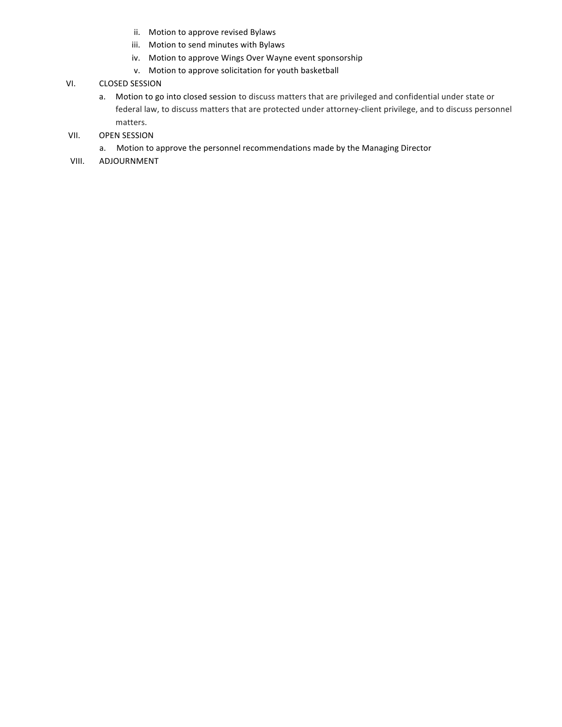ii. Motion to approve revised Bylaws
   iii. Motion to send minutes with Bylaws
   iv. Motion to approve Wings Over Wayne event sponsorship
   v. Motion to approve solicitation for youth basketball

VI. CLOSED SESSION

   a. Motion to go into closed session to discuss matters that are privileged and confidential under state or federal law, to discuss matters that are protected under attorney-client privilege, and to discuss personnel matters.

VII. OPEN SESSION

   a. Motion to approve the personnel recommendations made by the Managing Director

VIII. ADJOURNMENT